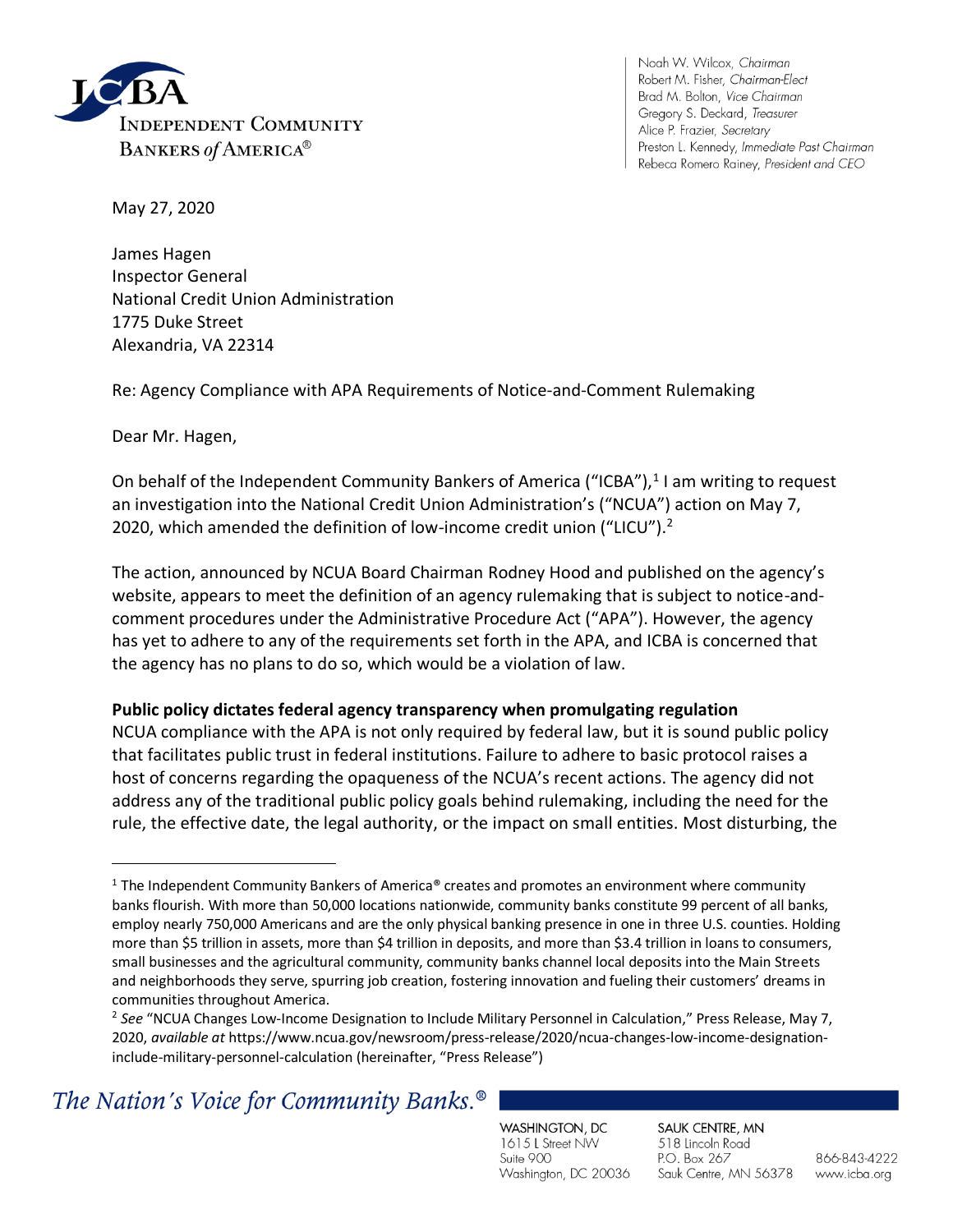Noah W. Wilcox, *Chairman*
Robert M. Fisher, *Chairman-Elect*
Brad M. Bolton, *Vice Chairman*
Gregory S. Deckard, *Treasurer*
Alice P. Frazier, *Secretary*
Preston L. Kennedy, *Immediate Past Chairman*
Rebeca Romero Rainey, *President and CEO*

May 27, 2020

James Hagen
Inspector General
National Credit Union Administration
1775 Duke Street
Alexandria, VA 22314

Re: Agency Compliance with APA Requirements of Notice-and-Comment Rulemaking

Dear Mr. Hagen,

On behalf of the Independent Community Bankers of America ("ICBA"),[1] I am writing to request an investigation into the National Credit Union Administration's ("NCUA") action on May 7, 2020, which amended the definition of low-income credit union ("LICU").[2]

The action, announced by NCUA Board Chairman Rodney Hood and published on the agency's website, appears to meet the definition of an agency rulemaking that is subject to notice-and-comment procedures under the Administrative Procedure Act ("APA"). However, the agency has yet to adhere to any of the requirements set forth in the APA, and ICBA is concerned that the agency has no plans to do so, which would be a violation of law.

**Public policy dictates federal agency transparency when promulgating regulation**

NCUA compliance with the APA is not only required by federal law, but it is sound public policy that facilitates public trust in federal institutions. Failure to adhere to basic protocol raises a host of concerns regarding the opaqueness of the NCUA's recent actions. The agency did not address any of the traditional public policy goals behind rulemaking, including the need for the rule, the effective date, the legal authority, or the impact on small entities. Most disturbing, the

---

[1] The Independent Community Bankers of America® creates and promotes an environment where community banks flourish. With more than 50,000 locations nationwide, community banks constitute 99 percent of all banks, employ nearly 750,000 Americans and are the only physical banking presence in one in three U.S. counties. Holding more than $5 trillion in assets, more than $4 trillion in deposits, and more than $3.4 trillion in loans to consumers, small businesses and the agricultural community, community banks channel local deposits into the Main Streets and neighborhoods they serve, spurring job creation, fostering innovation and fueling their customers' dreams in communities throughout America.

[2] *See* "NCUA Changes Low-Income Designation to Include Military Personnel in Calculation," Press Release, May 7, 2020, *available at* https://www.ncua.gov/newsroom/press-release/2020/ncua-changes-low-income-designation-include-military-personnel-calculation (hereinafter, "Press Release")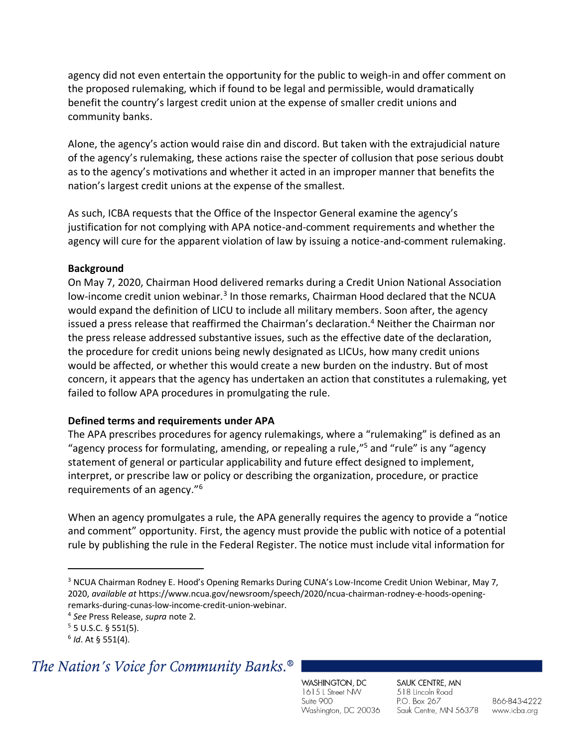agency did not even entertain the opportunity for the public to weigh-in and offer comment on the proposed rulemaking, which if found to be legal and permissible, would dramatically benefit the country's largest credit union at the expense of smaller credit unions and community banks.

Alone, the agency's action would raise din and discord. But taken with the extrajudicial nature of the agency's rulemaking, these actions raise the specter of collusion that pose serious doubt as to the agency's motivations and whether it acted in an improper manner that benefits the nation's largest credit unions at the expense of the smallest.

As such, ICBA requests that the Office of the Inspector General examine the agency's justification for not complying with APA notice-and-comment requirements and whether the agency will cure for the apparent violation of law by issuing a notice-and-comment rulemaking.

**Background**

On May 7, 2020, Chairman Hood delivered remarks during a Credit Union National Association low-income credit union webinar.[3] In those remarks, Chairman Hood declared that the NCUA would expand the definition of LICU to include all military members. Soon after, the agency issued a press release that reaffirmed the Chairman's declaration.[4] Neither the Chairman nor the press release addressed substantive issues, such as the effective date of the declaration, the procedure for credit unions being newly designated as LICUs, how many credit unions would be affected, or whether this would create a new burden on the industry. But of most concern, it appears that the agency has undertaken an action that constitutes a rulemaking, yet failed to follow APA procedures in promulgating the rule.

**Defined terms and requirements under APA**

The APA prescribes procedures for agency rulemakings, where a "rulemaking" is defined as an "agency process for formulating, amending, or repealing a rule,"[5] and "rule" is any "agency statement of general or particular applicability and future effect designed to implement, interpret, or prescribe law or policy or describing the organization, procedure, or practice requirements of an agency."[6]

When an agency promulgates a rule, the APA generally requires the agency to provide a "notice and comment" opportunity. First, the agency must provide the public with notice of a potential rule by publishing the rule in the Federal Register. The notice must include vital information for

---

[3] NCUA Chairman Rodney E. Hood's Opening Remarks During CUNA's Low-Income Credit Union Webinar, May 7, 2020, *available at* https://www.ncua.gov/newsroom/speech/2020/ncua-chairman-rodney-e-hoods-opening-remarks-during-cunas-low-income-credit-union-webinar.

[4] *See* Press Release, *supra* note 2.

[5] 5 U.S.C. § 551(5).

[6] *Id*. At § 551(4).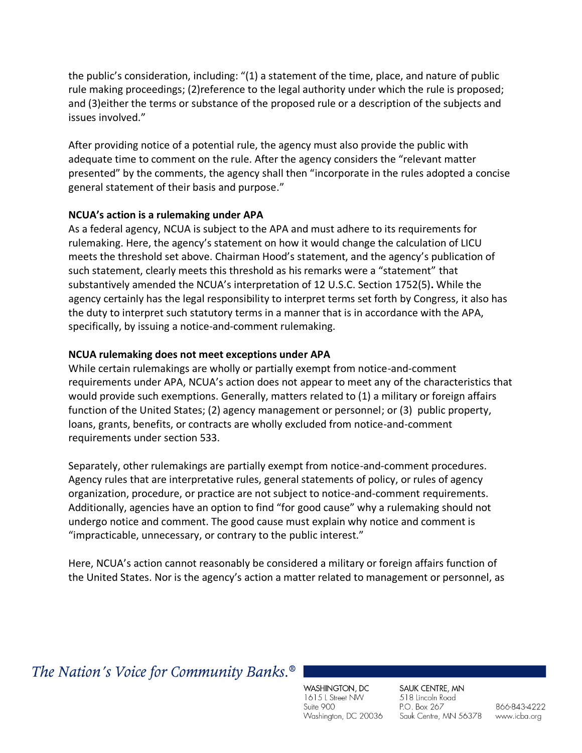the public's consideration, including: "(1) a statement of the time, place, and nature of public rule making proceedings; (2)reference to the legal authority under which the rule is proposed; and (3)either the terms or substance of the proposed rule or a description of the subjects and issues involved."

After providing notice of a potential rule, the agency must also provide the public with adequate time to comment on the rule. After the agency considers the "relevant matter presented" by the comments, the agency shall then "incorporate in the rules adopted a concise general statement of their basis and purpose."

**NCUA's action is a rulemaking under APA**

As a federal agency, NCUA is subject to the APA and must adhere to its requirements for rulemaking. Here, the agency's statement on how it would change the calculation of LICU meets the threshold set above. Chairman Hood's statement, and the agency's publication of such statement, clearly meets this threshold as his remarks were a "statement" that substantively amended the NCUA's interpretation of 12 U.S.C. Section 1752(5). While the agency certainly has the legal responsibility to interpret terms set forth by Congress, it also has the duty to interpret such statutory terms in a manner that is in accordance with the APA, specifically, by issuing a notice-and-comment rulemaking.

**NCUA rulemaking does not meet exceptions under APA**

While certain rulemakings are wholly or partially exempt from notice-and-comment requirements under APA, NCUA's action does not appear to meet any of the characteristics that would provide such exemptions. Generally, matters related to (1) a military or foreign affairs function of the United States; (2) agency management or personnel; or (3) public property, loans, grants, benefits, or contracts are wholly excluded from notice-and-comment requirements under section 533.

Separately, other rulemakings are partially exempt from notice-and-comment procedures. Agency rules that are interpretative rules, general statements of policy, or rules of agency organization, procedure, or practice are not subject to notice-and-comment requirements. Additionally, agencies have an option to find "for good cause" why a rulemaking should not undergo notice and comment. The good cause must explain why notice and comment is "impracticable, unnecessary, or contrary to the public interest."

Here, NCUA's action cannot reasonably be considered a military or foreign affairs function of the United States. Nor is the agency's action a matter related to management or personnel, as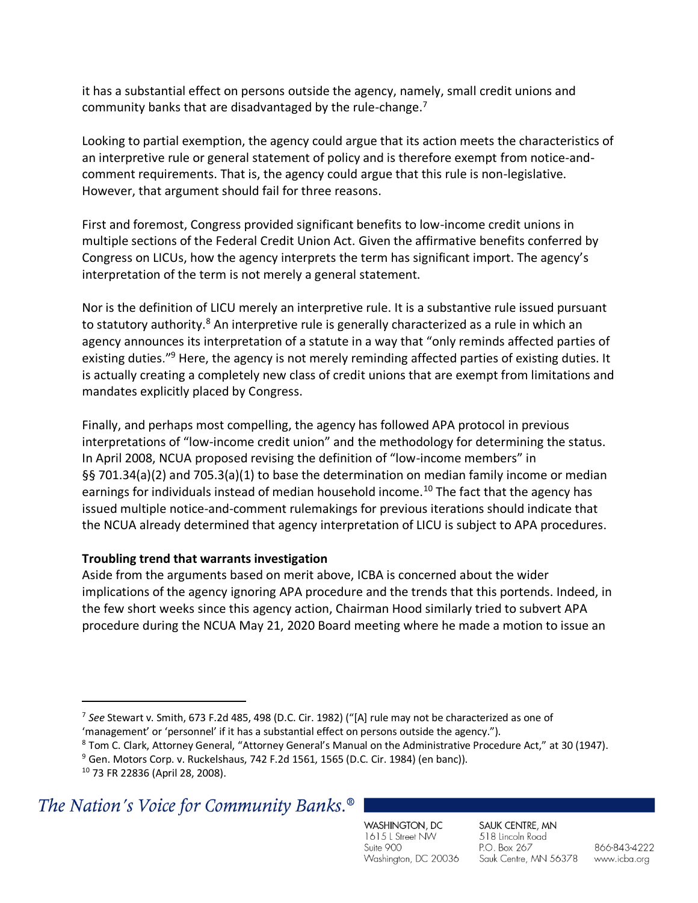it has a substantial effect on persons outside the agency, namely, small credit unions and community banks that are disadvantaged by the rule-change.[7]

Looking to partial exemption, the agency could argue that its action meets the characteristics of an interpretive rule or general statement of policy and is therefore exempt from notice-and-comment requirements. That is, the agency could argue that this rule is non-legislative. However, that argument should fail for three reasons.

First and foremost, Congress provided significant benefits to low-income credit unions in multiple sections of the Federal Credit Union Act. Given the affirmative benefits conferred by Congress on LICUs, how the agency interprets the term has significant import. The agency's interpretation of the term is not merely a general statement.

Nor is the definition of LICU merely an interpretive rule. It is a substantive rule issued pursuant to statutory authority.[8] An interpretive rule is generally characterized as a rule in which an agency announces its interpretation of a statute in a way that "only reminds affected parties of existing duties."[9] Here, the agency is not merely reminding affected parties of existing duties. It is actually creating a completely new class of credit unions that are exempt from limitations and mandates explicitly placed by Congress.

Finally, and perhaps most compelling, the agency has followed APA protocol in previous interpretations of "low-income credit union" and the methodology for determining the status. In April 2008, NCUA proposed revising the definition of "low-income members" in §§ 701.34(a)(2) and 705.3(a)(1) to base the determination on median family income or median earnings for individuals instead of median household income.[10] The fact that the agency has issued multiple notice-and-comment rulemakings for previous iterations should indicate that the NCUA already determined that agency interpretation of LICU is subject to APA procedures.

**Troubling trend that warrants investigation**

Aside from the arguments based on merit above, ICBA is concerned about the wider implications of the agency ignoring APA procedure and the trends that this portends. Indeed, in the few short weeks since this agency action, Chairman Hood similarly tried to subvert APA procedure during the NCUA May 21, 2020 Board meeting where he made a motion to issue an

---

[7] *See* Stewart v. Smith, 673 F.2d 485, 498 (D.C. Cir. 1982) ("[A] rule may not be characterized as one of 'management' or 'personnel' if it has a substantial effect on persons outside the agency.").

[8] Tom C. Clark, Attorney General, "Attorney General's Manual on the Administrative Procedure Act," at 30 (1947).

[9] Gen. Motors Corp. v. Ruckelshaus, 742 F.2d 1561, 1565 (D.C. Cir. 1984) (en banc)).

[10] 73 FR 22836 (April 28, 2008).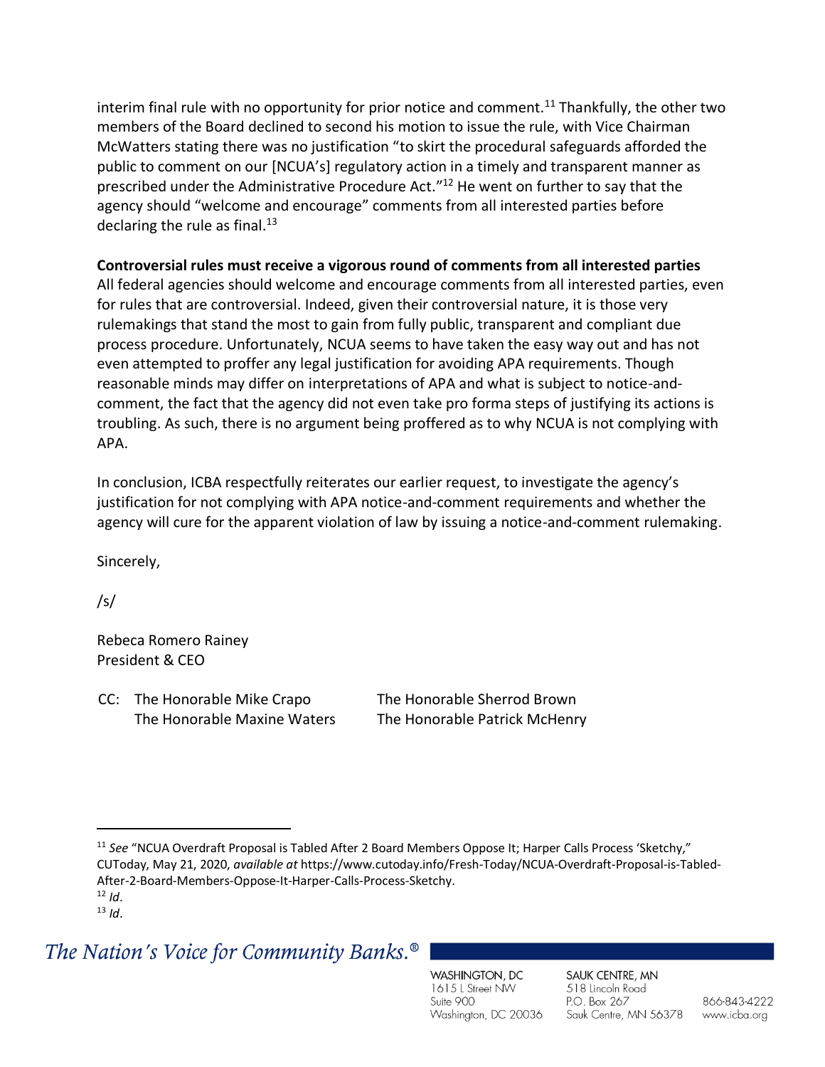interim final rule with no opportunity for prior notice and comment.[11] Thankfully, the other two members of the Board declined to second his motion to issue the rule, with Vice Chairman McWatters stating there was no justification "to skirt the procedural safeguards afforded the public to comment on our [NCUA's] regulatory action in a timely and transparent manner as prescribed under the Administrative Procedure Act."[12] He went on further to say that the agency should "welcome and encourage" comments from all interested parties before declaring the rule as final.[13]

**Controversial rules must receive a vigorous round of comments from all interested parties**

All federal agencies should welcome and encourage comments from all interested parties, even for rules that are controversial. Indeed, given their controversial nature, it is those very rulemakings that stand the most to gain from fully public, transparent and compliant due process procedure. Unfortunately, NCUA seems to have taken the easy way out and has not even attempted to proffer any legal justification for avoiding APA requirements. Though reasonable minds may differ on interpretations of APA and what is subject to notice-and-comment, the fact that the agency did not even take pro forma steps of justifying its actions is troubling. As such, there is no argument being proffered as to why NCUA is not complying with APA.

In conclusion, ICBA respectfully reiterates our earlier request, to investigate the agency's justification for not complying with APA notice-and-comment requirements and whether the agency will cure for the apparent violation of law by issuing a notice-and-comment rulemaking.

Sincerely,

/s/

Rebeca Romero Rainey
President & CEO

CC: The Honorable Mike Crapo
The Honorable Sherrod Brown
The Honorable Maxine Waters
The Honorable Patrick McHenry

---

[11] *See* "NCUA Overdraft Proposal is Tabled After 2 Board Members Oppose It; Harper Calls Process 'Sketchy,'" CUToday, May 21, 2020, *available at* https://www.cutoday.info/Fresh-Today/NCUA-Overdraft-Proposal-is-Tabled-After-2-Board-Members-Oppose-It-Harper-Calls-Process-Sketchy.

[12] *Id*.

[13] *Id*.

*The Nation's Voice for Community Banks.®*

WASHINGTON, DC
1615 L Street NW
Suite 900
Washington, DC 20036

SAUK CENTRE, MN
518 Lincoln Road
P.O. Box 267
Sauk Centre, MN 56378

866-843-4222
www.icba.org